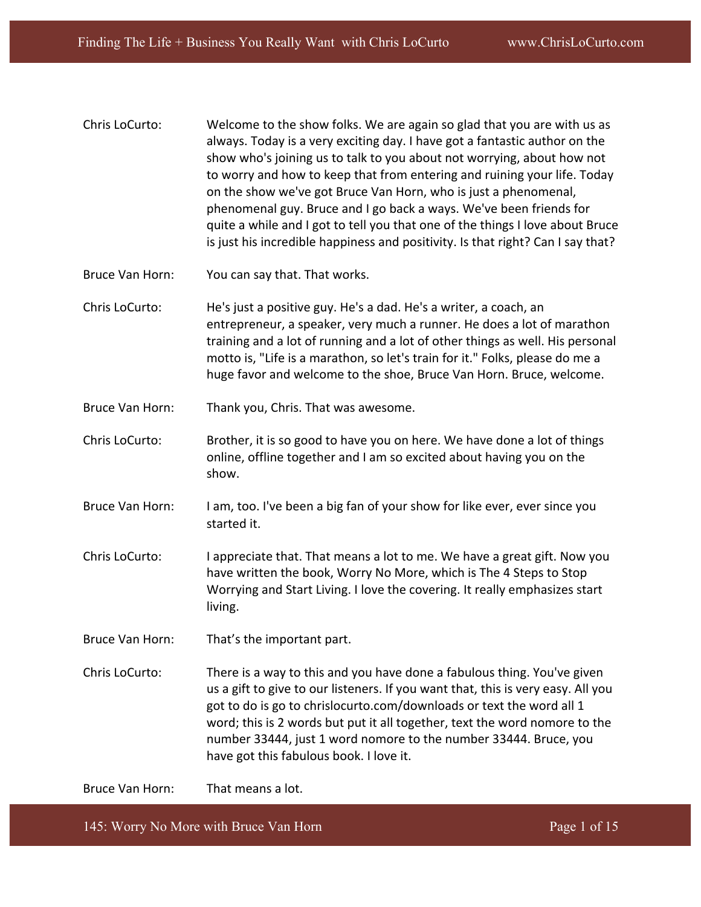**Chris LoCurto:** Welcome to the show folks. We are again so glad that you are with us as always. Today is a very exciting day. I have got a fantastic author on the show who's joining us to talk to you about not worrying, about how not to worry and how to keep that from entering and ruining your life. Today on the show we've got Bruce Van Horn, who is just a phenomenal, phenomenal guy. Bruce and I go back a ways. We've been friends for quite a while and I got to tell you that one of the things I love about Bruce is just his incredible happiness and positivity. Is that right? Can I say that?

**Bruce Van Horn:** You can say that. That works.

**Chris LoCurto:** He's just a positive guy. He's a dad. He's a writer, a coach, an entrepreneur, a speaker, very much a runner. He does a lot of marathon training and a lot of running and a lot of other things as well. His personal motto is, "Life is a marathon, so let's train for it." Folks, please do me a huge favor and welcome to the shoe, Bruce Van Horn. Bruce, welcome.

**Bruce Van Horn:** Thank you, Chris. That was awesome.

**Chris LoCurto:** Brother, it is so good to have you on here. We have done a lot of things online, offline together and I am so excited about having you on the show.

**Bruce Van Horn:** I am, too. I've been a big fan of your show for like ever, ever since you started it.

**Chris LoCurto:** I appreciate that. That means a lot to me. We have a great gift. Now you have written the book, Worry No More, which is The 4 Steps to Stop Worrying and Start Living. I love the covering. It really emphasizes start living.

**Bruce Van Horn:** That's the important part.

**Chris LoCurto:** There is a way to this and you have done a fabulous thing. You've given us a gift to give to our listeners. If you want that, this is very easy. All you got to do is go to chrislocurto.com/downloads or text the word all 1 word; this is 2 words but put it all together, text the word nomore to the number 33444, just 1 word nomore to the number 33444. Bruce, you have got this fabulous book. I love it.

**Bruce Van Horn:** That means a lot.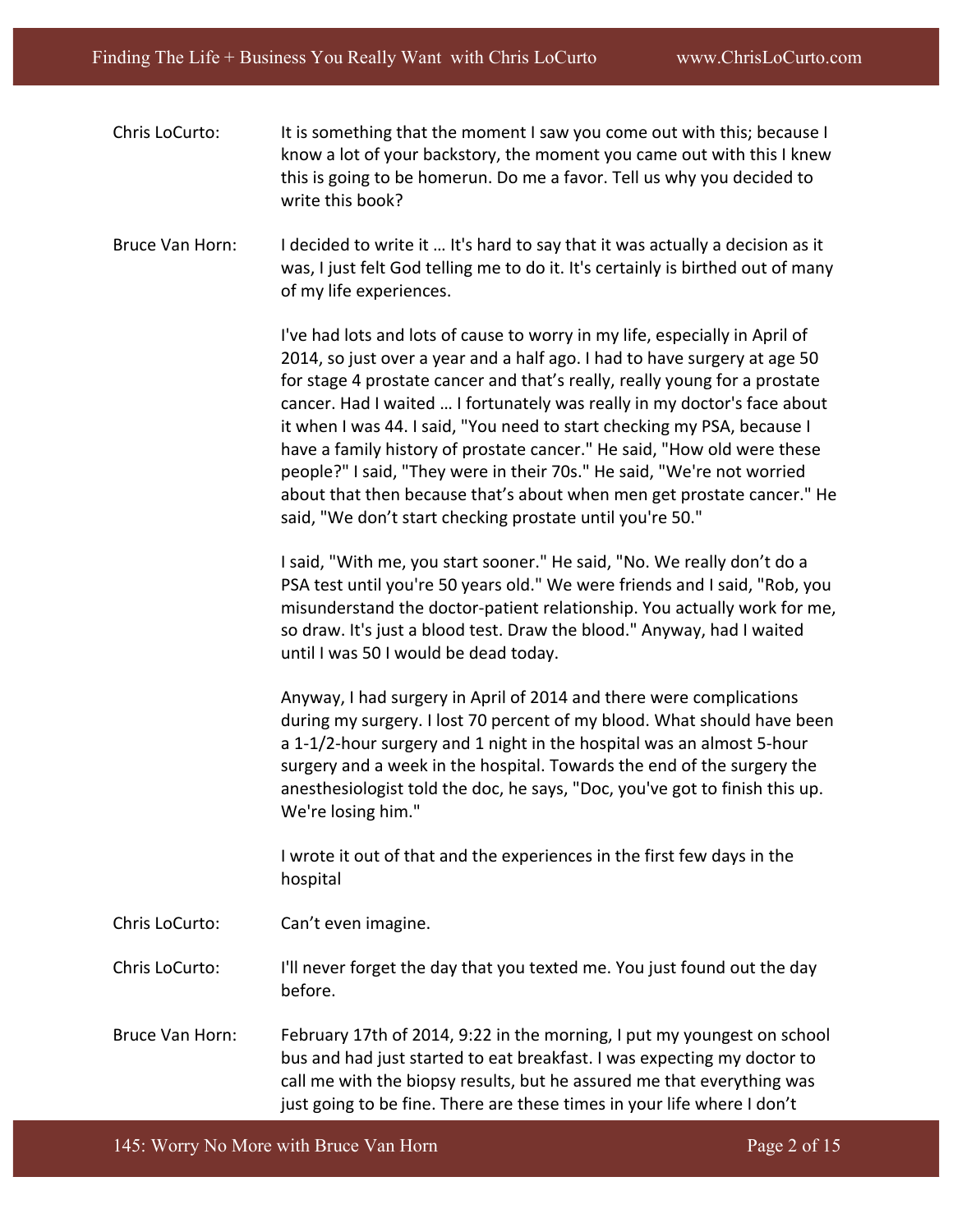Chris LoCurto: It is something that the moment I saw you come out with this; because I know a lot of your backstory, the moment you came out with this I knew this is going to be homerun. Do me a favor. Tell us why you decided to write this book?

Bruce Van Horn: I decided to write it … It's hard to say that it was actually a decision as it was, I just felt God telling me to do it. It's certainly is birthed out of many of my life experiences.

I've had lots and lots of cause to worry in my life, especially in April of 2014, so just over a year and a half ago. I had to have surgery at age 50 for stage 4 prostate cancer and that's really, really young for a prostate cancer. Had I waited … I fortunately was really in my doctor's face about it when I was 44. I said, "You need to start checking my PSA, because I have a family history of prostate cancer." He said, "How old were these people?" I said, "They were in their 70s." He said, "We're not worried about that then because that's about when men get prostate cancer." He said, "We don't start checking prostate until you're 50."

I said, "With me, you start sooner." He said, "No. We really don't do a PSA test until you're 50 years old." We were friends and I said, "Rob, you misunderstand the doctor-patient relationship. You actually work for me, so draw. It's just a blood test. Draw the blood." Anyway, had I waited until I was 50 I would be dead today.

Anyway, I had surgery in April of 2014 and there were complications during my surgery. I lost 70 percent of my blood. What should have been a 1-1/2-hour surgery and 1 night in the hospital was an almost 5-hour surgery and a week in the hospital. Towards the end of the surgery the anesthesiologist told the doc, he says, "Doc, you've got to finish this up. We're losing him."

I wrote it out of that and the experiences in the first few days in the hospital

Chris LoCurto: Can't even imagine.

Chris LoCurto: I'll never forget the day that you texted me. You just found out the day before.

Bruce Van Horn: February 17th of 2014, 9:22 in the morning, I put my youngest on school bus and had just started to eat breakfast. I was expecting my doctor to call me with the biopsy results, but he assured me that everything was just going to be fine. There are these times in your life where I don't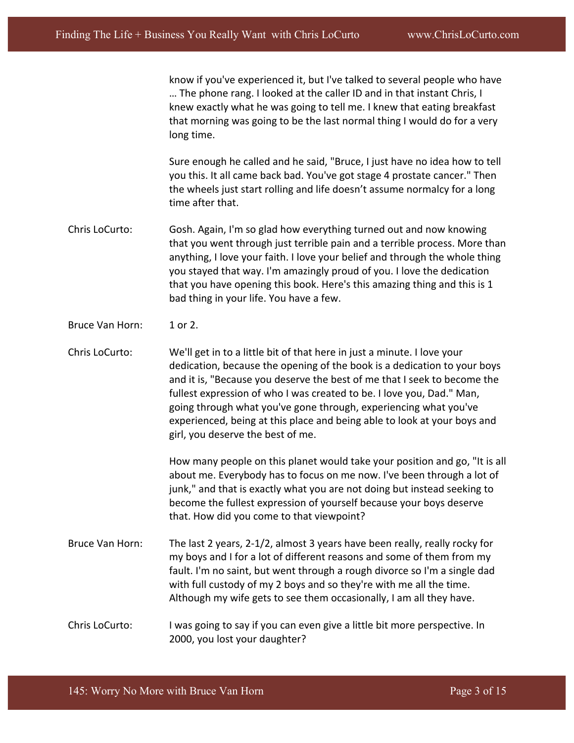know if you've experienced it, but I've talked to several people who have … The phone rang. I looked at the caller ID and in that instant Chris, I knew exactly what he was going to tell me. I knew that eating breakfast that morning was going to be the last normal thing I would do for a very long time.

Sure enough he called and he said, "Bruce, I just have no idea how to tell you this. It all came back bad. You've got stage 4 prostate cancer." Then the wheels just start rolling and life doesn't assume normalcy for a long time after that.

**Chris LoCurto:** Gosh. Again, I'm so glad how everything turned out and now knowing that you went through just terrible pain and a terrible process. More than anything, I love your faith. I love your belief and through the whole thing you stayed that way. I'm amazingly proud of you. I love the dedication that you have opening this book. Here's this amazing thing and this is 1 bad thing in your life. You have a few.

**Bruce Van Horn:** 1 or 2.

**Chris LoCurto:** We'll get in to a little bit of that here in just a minute. I love your dedication, because the opening of the book is a dedication to your boys and it is, "Because you deserve the best of me that I seek to become the fullest expression of who I was created to be. I love you, Dad." Man, going through what you've gone through, experiencing what you've experienced, being at this place and being able to look at your boys and girl, you deserve the best of me.

How many people on this planet would take your position and go, "It is all about me. Everybody has to focus on me now. I've been through a lot of junk," and that is exactly what you are not doing but instead seeking to become the fullest expression of yourself because your boys deserve that. How did you come to that viewpoint?

**Bruce Van Horn:** The last 2 years, 2-1/2, almost 3 years have been really, really rocky for my boys and I for a lot of different reasons and some of them from my fault. I'm no saint, but went through a rough divorce so I'm a single dad with full custody of my 2 boys and so they're with me all the time. Although my wife gets to see them occasionally, I am all they have.

**Chris LoCurto:** I was going to say if you can even give a little bit more perspective. In 2000, you lost your daughter?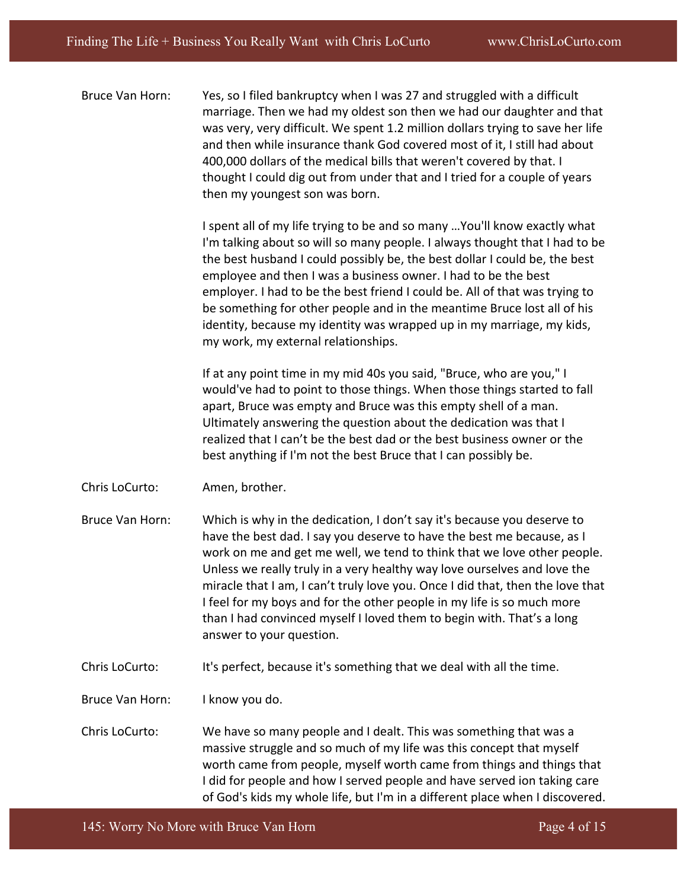Bruce Van Horn: Yes, so I filed bankruptcy when I was 27 and struggled with a difficult marriage. Then we had my oldest son then we had our daughter and that was very, very difficult. We spent 1.2 million dollars trying to save her life and then while insurance thank God covered most of it, I still had about 400,000 dollars of the medical bills that weren't covered by that. I thought I could dig out from under that and I tried for a couple of years then my youngest son was born.

I spent all of my life trying to be and so many …You'll know exactly what I'm talking about so will so many people. I always thought that I had to be the best husband I could possibly be, the best dollar I could be, the best employee and then I was a business owner. I had to be the best employer. I had to be the best friend I could be. All of that was trying to be something for other people and in the meantime Bruce lost all of his identity, because my identity was wrapped up in my marriage, my kids, my work, my external relationships.

If at any point time in my mid 40s you said, "Bruce, who are you," I would've had to point to those things. When those things started to fall apart, Bruce was empty and Bruce was this empty shell of a man. Ultimately answering the question about the dedication was that I realized that I can't be the best dad or the best business owner or the best anything if I'm not the best Bruce that I can possibly be.

Chris LoCurto: Amen, brother.

Bruce Van Horn: Which is why in the dedication, I don't say it's because you deserve to have the best dad. I say you deserve to have the best me because, as I work on me and get me well, we tend to think that we love other people. Unless we really truly in a very healthy way love ourselves and love the miracle that I am, I can't truly love you. Once I did that, then the love that I feel for my boys and for the other people in my life is so much more than I had convinced myself I loved them to begin with. That's a long answer to your question.

Chris LoCurto: It's perfect, because it's something that we deal with all the time.

Bruce Van Horn: I know you do.

Chris LoCurto: We have so many people and I dealt. This was something that was a massive struggle and so much of my life was this concept that myself worth came from people, myself worth came from things and things that I did for people and how I served people and have served ion taking care of God's kids my whole life, but I'm in a different place when I discovered.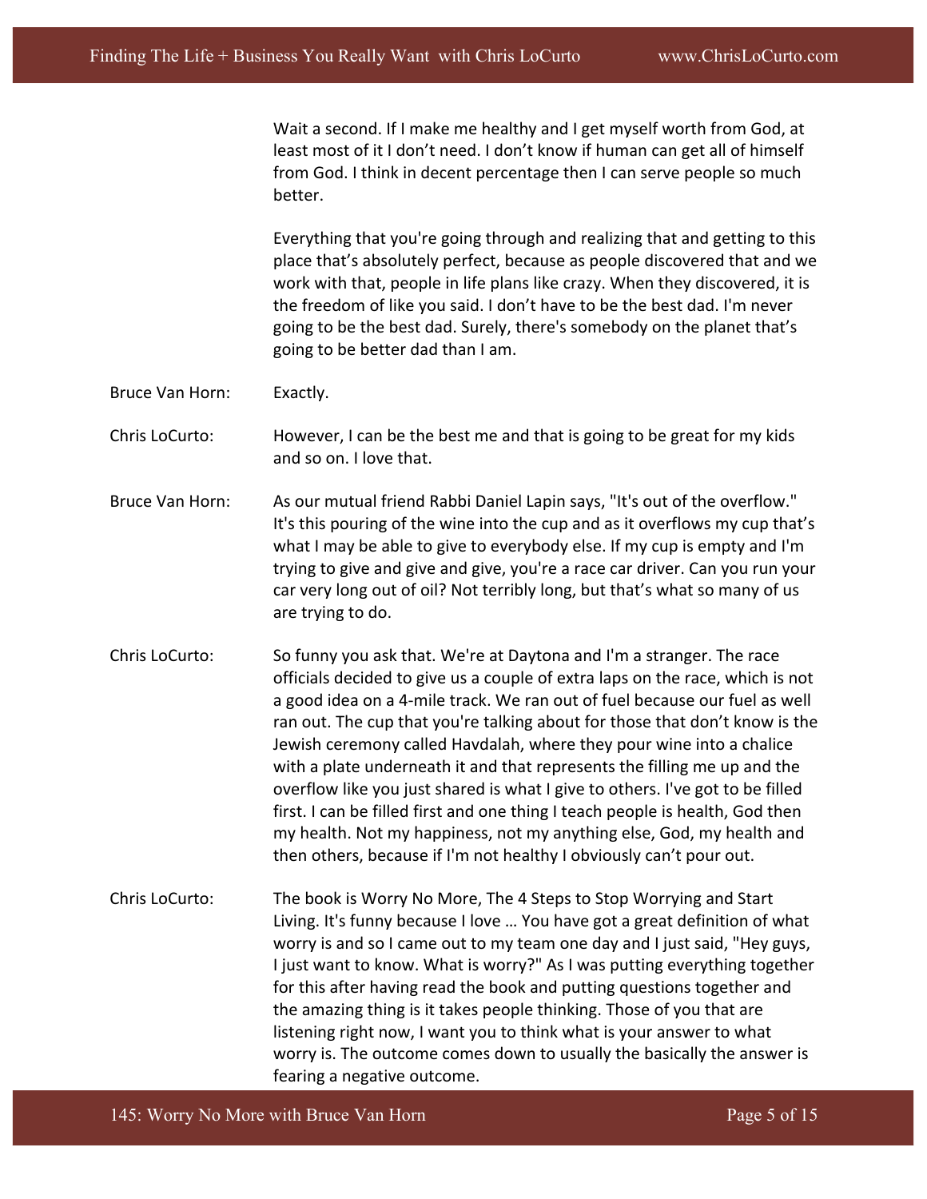Wait a second. If I make me healthy and I get myself worth from God, at least most of it I don't need. I don't know if human can get all of himself from God. I think in decent percentage then I can serve people so much better.

Everything that you're going through and realizing that and getting to this place that's absolutely perfect, because as people discovered that and we work with that, people in life plans like crazy. When they discovered, it is the freedom of like you said. I don't have to be the best dad. I'm never going to be the best dad. Surely, there's somebody on the planet that's going to be better dad than I am.

Bruce Van Horn: Exactly.

Chris LoCurto: However, I can be the best me and that is going to be great for my kids and so on. I love that.

Bruce Van Horn: As our mutual friend Rabbi Daniel Lapin says, "It's out of the overflow." It's this pouring of the wine into the cup and as it overflows my cup that's what I may be able to give to everybody else. If my cup is empty and I'm trying to give and give and give, you're a race car driver. Can you run your car very long out of oil? Not terribly long, but that's what so many of us are trying to do.

Chris LoCurto: So funny you ask that. We're at Daytona and I'm a stranger. The race officials decided to give us a couple of extra laps on the race, which is not a good idea on a 4-mile track. We ran out of fuel because our fuel as well ran out. The cup that you're talking about for those that don't know is the Jewish ceremony called Havdalah, where they pour wine into a chalice with a plate underneath it and that represents the filling me up and the overflow like you just shared is what I give to others. I've got to be filled first. I can be filled first and one thing I teach people is health, God then my health. Not my happiness, not my anything else, God, my health and then others, because if I'm not healthy I obviously can't pour out.

Chris LoCurto: The book is Worry No More, The 4 Steps to Stop Worrying and Start Living. It's funny because I love … You have got a great definition of what worry is and so I came out to my team one day and I just said, "Hey guys, I just want to know. What is worry?" As I was putting everything together for this after having read the book and putting questions together and the amazing thing is it takes people thinking. Those of you that are listening right now, I want you to think what is your answer to what worry is. The outcome comes down to usually the basically the answer is fearing a negative outcome.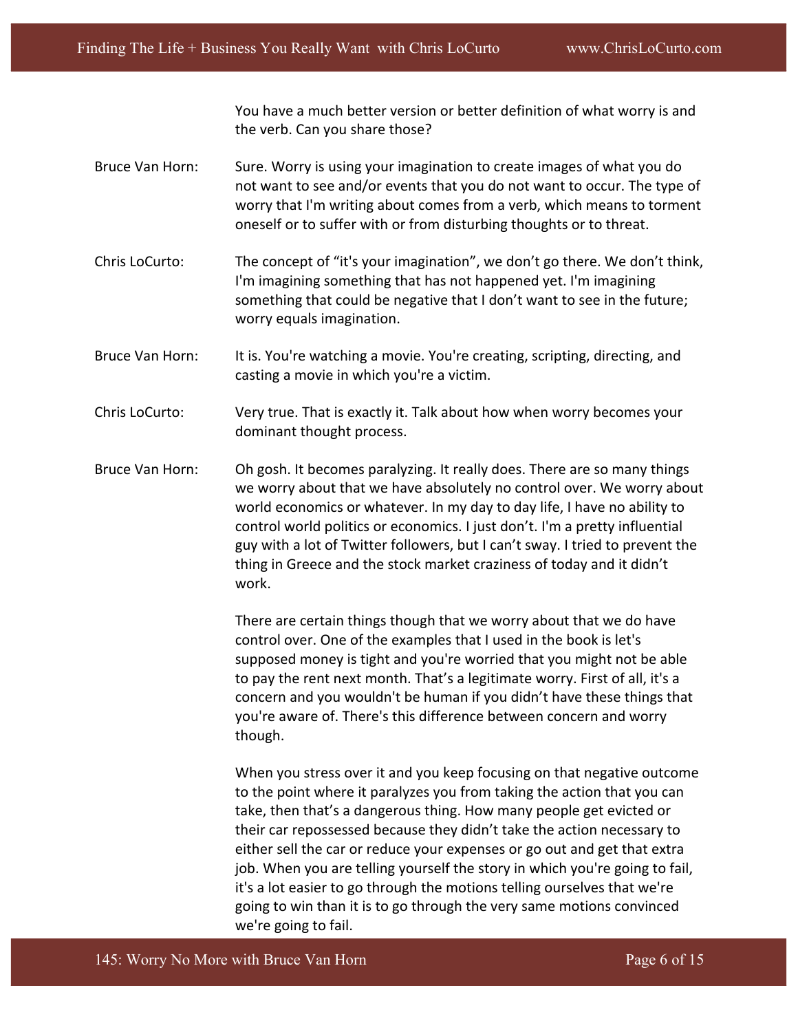You have a much better version or better definition of what worry is and the verb. Can you share those?

**Bruce Van Horn:** Sure. Worry is using your imagination to create images of what you do not want to see and/or events that you do not want to occur. The type of worry that I'm writing about comes from a verb, which means to torment oneself or to suffer with or from disturbing thoughts or to threat.

**Chris LoCurto:** The concept of "it's your imagination", we don't go there. We don't think, I'm imagining something that has not happened yet. I'm imagining something that could be negative that I don't want to see in the future; worry equals imagination.

**Bruce Van Horn:** It is. You're watching a movie. You're creating, scripting, directing, and casting a movie in which you're a victim.

**Chris LoCurto:** Very true. That is exactly it. Talk about how when worry becomes your dominant thought process.

**Bruce Van Horn:** Oh gosh. It becomes paralyzing. It really does. There are so many things we worry about that we have absolutely no control over. We worry about world economics or whatever. In my day to day life, I have no ability to control world politics or economics. I just don't. I'm a pretty influential guy with a lot of Twitter followers, but I can't sway. I tried to prevent the thing in Greece and the stock market craziness of today and it didn't work.

There are certain things though that we worry about that we do have control over. One of the examples that I used in the book is let's supposed money is tight and you're worried that you might not be able to pay the rent next month. That's a legitimate worry. First of all, it's a concern and you wouldn't be human if you didn't have these things that you're aware of. There's this difference between concern and worry though.

When you stress over it and you keep focusing on that negative outcome to the point where it paralyzes you from taking the action that you can take, then that's a dangerous thing. How many people get evicted or their car repossessed because they didn't take the action necessary to either sell the car or reduce your expenses or go out and get that extra job. When you are telling yourself the story in which you're going to fail, it's a lot easier to go through the motions telling ourselves that we're going to win than it is to go through the very same motions convinced we're going to fail.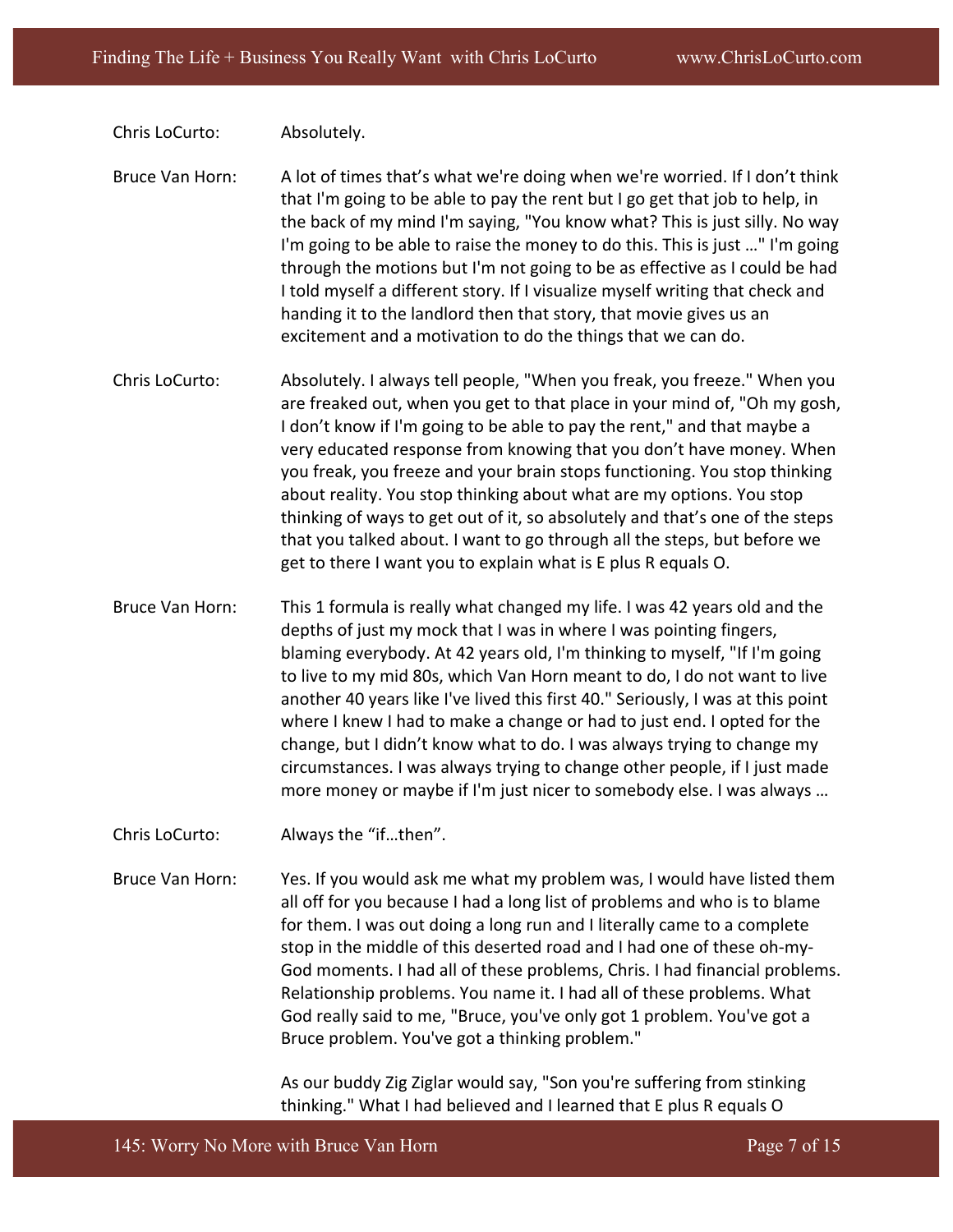Chris LoCurto: Absolutely.

Bruce Van Horn: A lot of times that's what we're doing when we're worried. If I don't think that I'm going to be able to pay the rent but I go get that job to help, in the back of my mind I'm saying, "You know what? This is just silly. No way I'm going to be able to raise the money to do this. This is just …" I'm going through the motions but I'm not going to be as effective as I could be had I told myself a different story. If I visualize myself writing that check and handing it to the landlord then that story, that movie gives us an excitement and a motivation to do the things that we can do.

Chris LoCurto: Absolutely. I always tell people, "When you freak, you freeze." When you are freaked out, when you get to that place in your mind of, "Oh my gosh, I don't know if I'm going to be able to pay the rent," and that maybe a very educated response from knowing that you don't have money. When you freak, you freeze and your brain stops functioning. You stop thinking about reality. You stop thinking about what are my options. You stop thinking of ways to get out of it, so absolutely and that's one of the steps that you talked about. I want to go through all the steps, but before we get to there I want you to explain what is E plus R equals O.

Bruce Van Horn: This 1 formula is really what changed my life. I was 42 years old and the depths of just my mock that I was in where I was pointing fingers, blaming everybody. At 42 years old, I'm thinking to myself, "If I'm going to live to my mid 80s, which Van Horn meant to do, I do not want to live another 40 years like I've lived this first 40." Seriously, I was at this point where I knew I had to make a change or had to just end. I opted for the change, but I didn't know what to do. I was always trying to change my circumstances. I was always trying to change other people, if I just made more money or maybe if I'm just nicer to somebody else. I was always …

Chris LoCurto: Always the "if…then".

Bruce Van Horn: Yes. If you would ask me what my problem was, I would have listed them all off for you because I had a long list of problems and who is to blame for them. I was out doing a long run and I literally came to a complete stop in the middle of this deserted road and I had one of these oh-my-God moments. I had all of these problems, Chris. I had financial problems. Relationship problems. You name it. I had all of these problems. What God really said to me, "Bruce, you've only got 1 problem. You've got a Bruce problem. You've got a thinking problem."

As our buddy Zig Ziglar would say, "Son you're suffering from stinking thinking." What I had believed and I learned that E plus R equals O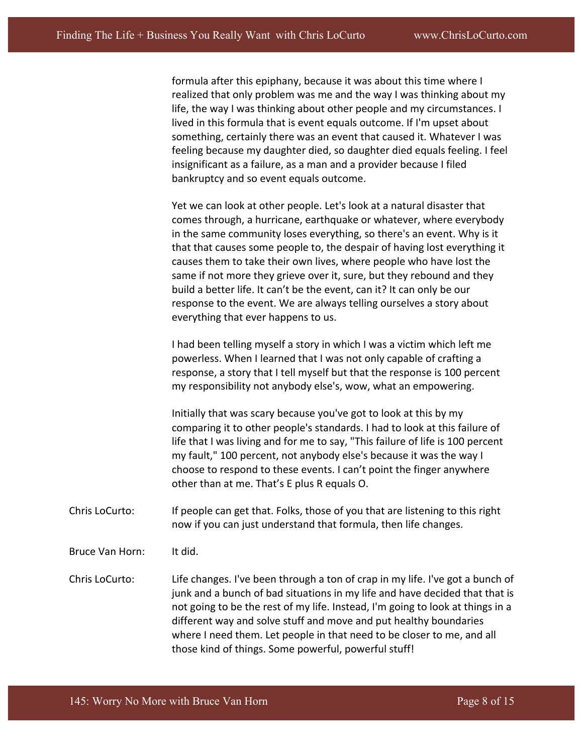formula after this epiphany, because it was about this time where I realized that only problem was me and the way I was thinking about my life, the way I was thinking about other people and my circumstances. I lived in this formula that is event equals outcome. If I'm upset about something, certainly there was an event that caused it. Whatever I was feeling because my daughter died, so daughter died equals feeling. I feel insignificant as a failure, as a man and a provider because I filed bankruptcy and so event equals outcome.

Yet we can look at other people. Let's look at a natural disaster that comes through, a hurricane, earthquake or whatever, where everybody in the same community loses everything, so there's an event. Why is it that that causes some people to, the despair of having lost everything it causes them to take their own lives, where people who have lost the same if not more they grieve over it, sure, but they rebound and they build a better life. It can't be the event, can it? It can only be our response to the event. We are always telling ourselves a story about everything that ever happens to us.

I had been telling myself a story in which I was a victim which left me powerless. When I learned that I was not only capable of crafting a response, a story that I tell myself but that the response is 100 percent my responsibility not anybody else's, wow, what an empowering.

Initially that was scary because you've got to look at this by my comparing it to other people's standards. I had to look at this failure of life that I was living and for me to say, "This failure of life is 100 percent my fault," 100 percent, not anybody else's because it was the way I choose to respond to these events. I can't point the finger anywhere other than at me. That's E plus R equals O.

Chris LoCurto: If people can get that. Folks, those of you that are listening to this right now if you can just understand that formula, then life changes.

Bruce Van Horn: It did.

Chris LoCurto: Life changes. I've been through a ton of crap in my life. I've got a bunch of junk and a bunch of bad situations in my life and have decided that that is not going to be the rest of my life. Instead, I'm going to look at things in a different way and solve stuff and move and put healthy boundaries where I need them. Let people in that need to be closer to me, and all those kind of things. Some powerful, powerful stuff!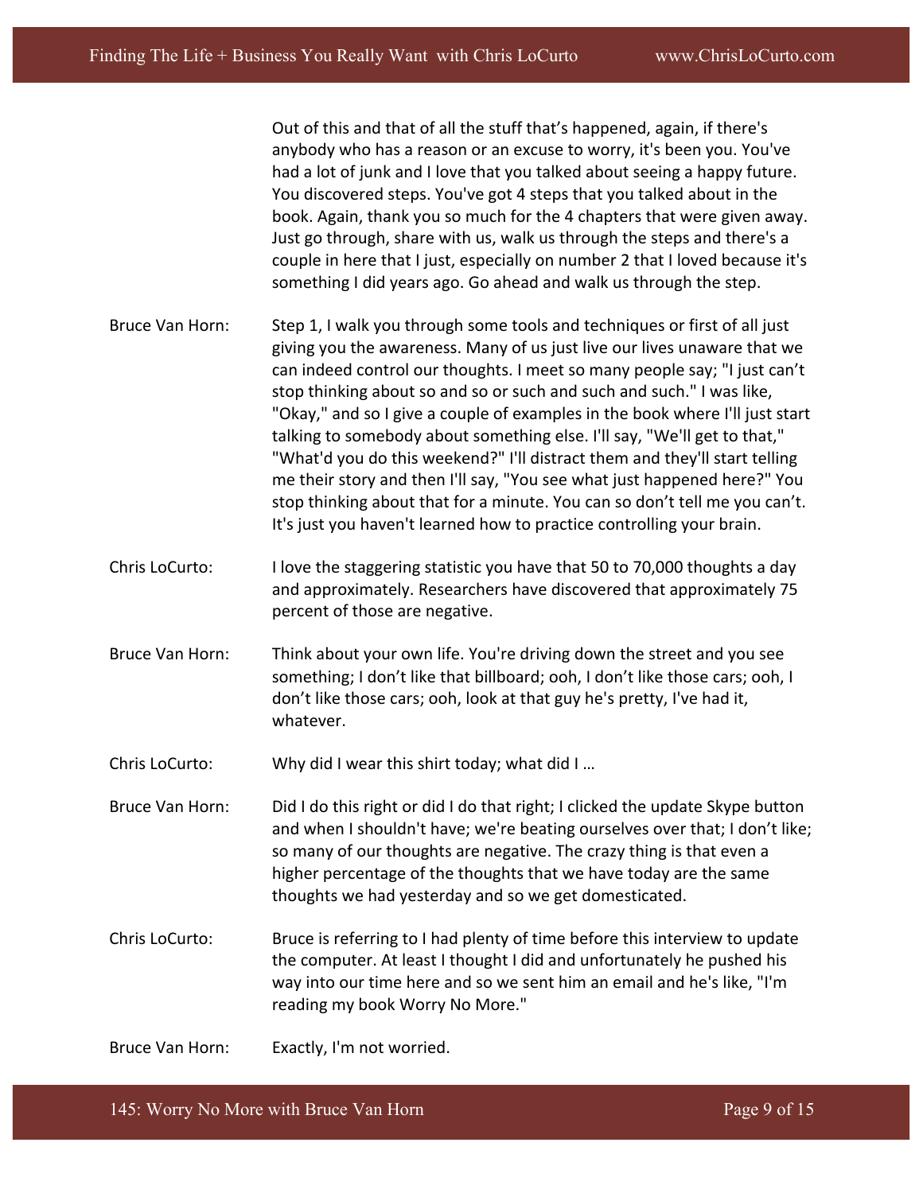Out of this and that of all the stuff that's happened, again, if there's anybody who has a reason or an excuse to worry, it's been you. You've had a lot of junk and I love that you talked about seeing a happy future. You discovered steps. You've got 4 steps that you talked about in the book. Again, thank you so much for the 4 chapters that were given away. Just go through, share with us, walk us through the steps and there's a couple in here that I just, especially on number 2 that I loved because it's something I did years ago. Go ahead and walk us through the step.

**Bruce Van Horn:** Step 1, I walk you through some tools and techniques or first of all just giving you the awareness. Many of us just live our lives unaware that we can indeed control our thoughts. I meet so many people say; "I just can't stop thinking about so and so or such and such and such." I was like, "Okay," and so I give a couple of examples in the book where I'll just start talking to somebody about something else. I'll say, "We'll get to that," "What'd you do this weekend?" I'll distract them and they'll start telling me their story and then I'll say, "You see what just happened here?" You stop thinking about that for a minute. You can so don't tell me you can't. It's just you haven't learned how to practice controlling your brain.

**Chris LoCurto:** I love the staggering statistic you have that 50 to 70,000 thoughts a day and approximately. Researchers have discovered that approximately 75 percent of those are negative.

**Bruce Van Horn:** Think about your own life. You're driving down the street and you see something; I don't like that billboard; ooh, I don't like those cars; ooh, I don't like those cars; ooh, look at that guy he's pretty, I've had it, whatever.

**Chris LoCurto:** Why did I wear this shirt today; what did I …

**Bruce Van Horn:** Did I do this right or did I do that right; I clicked the update Skype button and when I shouldn't have; we're beating ourselves over that; I don't like; so many of our thoughts are negative. The crazy thing is that even a higher percentage of the thoughts that we have today are the same thoughts we had yesterday and so we get domesticated.

**Chris LoCurto:** Bruce is referring to I had plenty of time before this interview to update the computer. At least I thought I did and unfortunately he pushed his way into our time here and so we sent him an email and he's like, "I'm reading my book Worry No More."

**Bruce Van Horn:** Exactly, I'm not worried.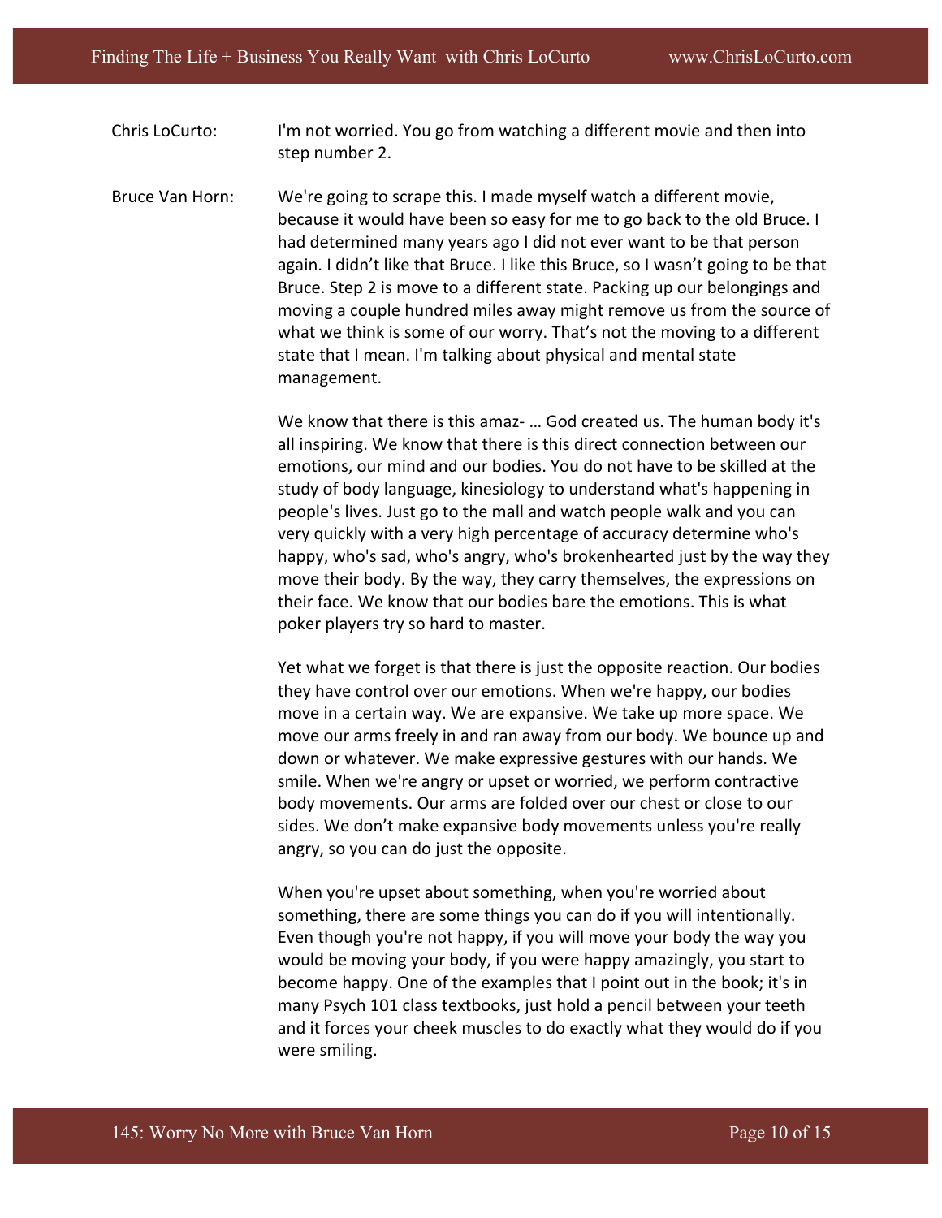Chris LoCurto: I'm not worried. You go from watching a different movie and then into step number 2.

Bruce Van Horn: We're going to scrape this. I made myself watch a different movie, because it would have been so easy for me to go back to the old Bruce. I had determined many years ago I did not ever want to be that person again. I didn't like that Bruce. I like this Bruce, so I wasn't going to be that Bruce. Step 2 is move to a different state. Packing up our belongings and moving a couple hundred miles away might remove us from the source of what we think is some of our worry. That's not the moving to a different state that I mean. I'm talking about physical and mental state management.

We know that there is this amaz- … God created us. The human body it's all inspiring. We know that there is this direct connection between our emotions, our mind and our bodies. You do not have to be skilled at the study of body language, kinesiology to understand what's happening in people's lives. Just go to the mall and watch people walk and you can very quickly with a very high percentage of accuracy determine who's happy, who's sad, who's angry, who's brokenhearted just by the way they move their body. By the way, they carry themselves, the expressions on their face. We know that our bodies bare the emotions. This is what poker players try so hard to master.

Yet what we forget is that there is just the opposite reaction. Our bodies they have control over our emotions. When we're happy, our bodies move in a certain way. We are expansive. We take up more space. We move our arms freely in and ran away from our body. We bounce up and down or whatever. We make expressive gestures with our hands. We smile. When we're angry or upset or worried, we perform contractive body movements. Our arms are folded over our chest or close to our sides. We don't make expansive body movements unless you're really angry, so you can do just the opposite.

When you're upset about something, when you're worried about something, there are some things you can do if you will intentionally. Even though you're not happy, if you will move your body the way you would be moving your body, if you were happy amazingly, you start to become happy. One of the examples that I point out in the book; it's in many Psych 101 class textbooks, just hold a pencil between your teeth and it forces your cheek muscles to do exactly what they would do if you were smiling.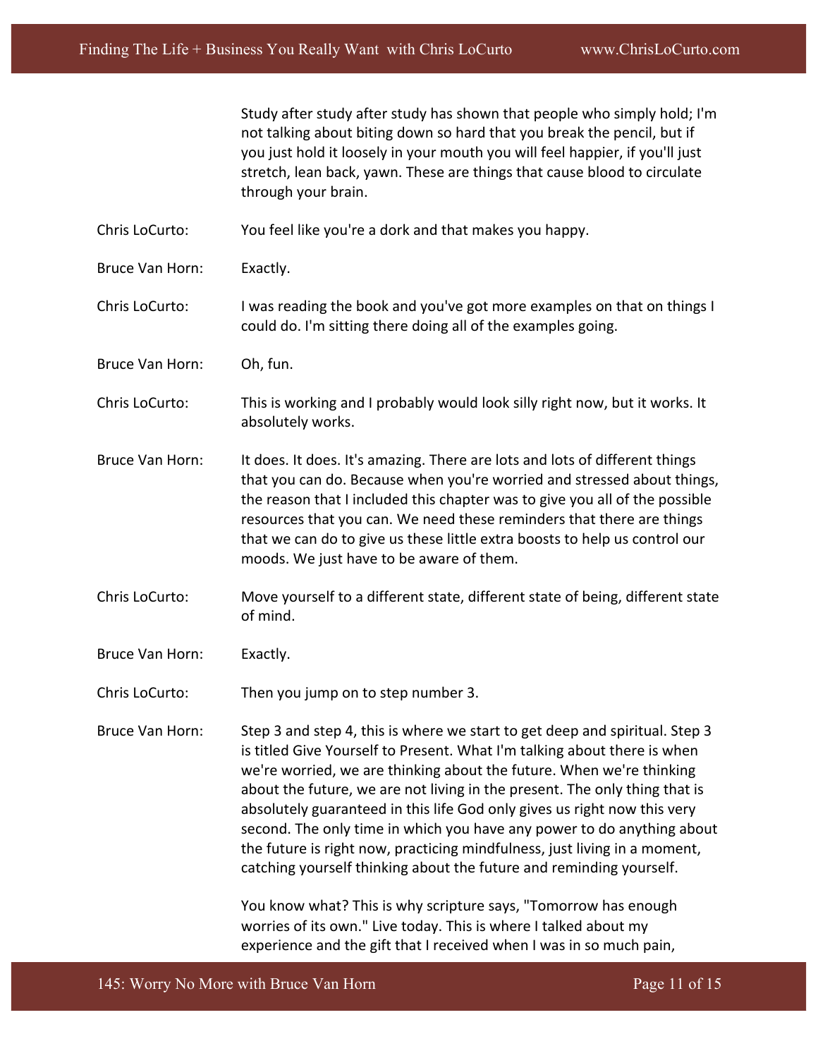Study after study after study has shown that people who simply hold; I'm not talking about biting down so hard that you break the pencil, but if you just hold it loosely in your mouth you will feel happier, if you'll just stretch, lean back, yawn. These are things that cause blood to circulate through your brain.

**Chris LoCurto:** You feel like you're a dork and that makes you happy.

**Bruce Van Horn:** Exactly.

**Chris LoCurto:** I was reading the book and you've got more examples on that on things I could do. I'm sitting there doing all of the examples going.

**Bruce Van Horn:** Oh, fun.

**Chris LoCurto:** This is working and I probably would look silly right now, but it works. It absolutely works.

**Bruce Van Horn:** It does. It does. It's amazing. There are lots and lots of different things that you can do. Because when you're worried and stressed about things, the reason that I included this chapter was to give you all of the possible resources that you can. We need these reminders that there are things that we can do to give us these little extra boosts to help us control our moods. We just have to be aware of them.

**Chris LoCurto:** Move yourself to a different state, different state of being, different state of mind.

**Bruce Van Horn:** Exactly.

**Chris LoCurto:** Then you jump on to step number 3.

**Bruce Van Horn:** Step 3 and step 4, this is where we start to get deep and spiritual. Step 3 is titled Give Yourself to Present. What I'm talking about there is when we're worried, we are thinking about the future. When we're thinking about the future, we are not living in the present. The only thing that is absolutely guaranteed in this life God only gives us right now this very second. The only time in which you have any power to do anything about the future is right now, practicing mindfulness, just living in a moment, catching yourself thinking about the future and reminding yourself.

You know what? This is why scripture says, "Tomorrow has enough worries of its own." Live today. This is where I talked about my experience and the gift that I received when I was in so much pain,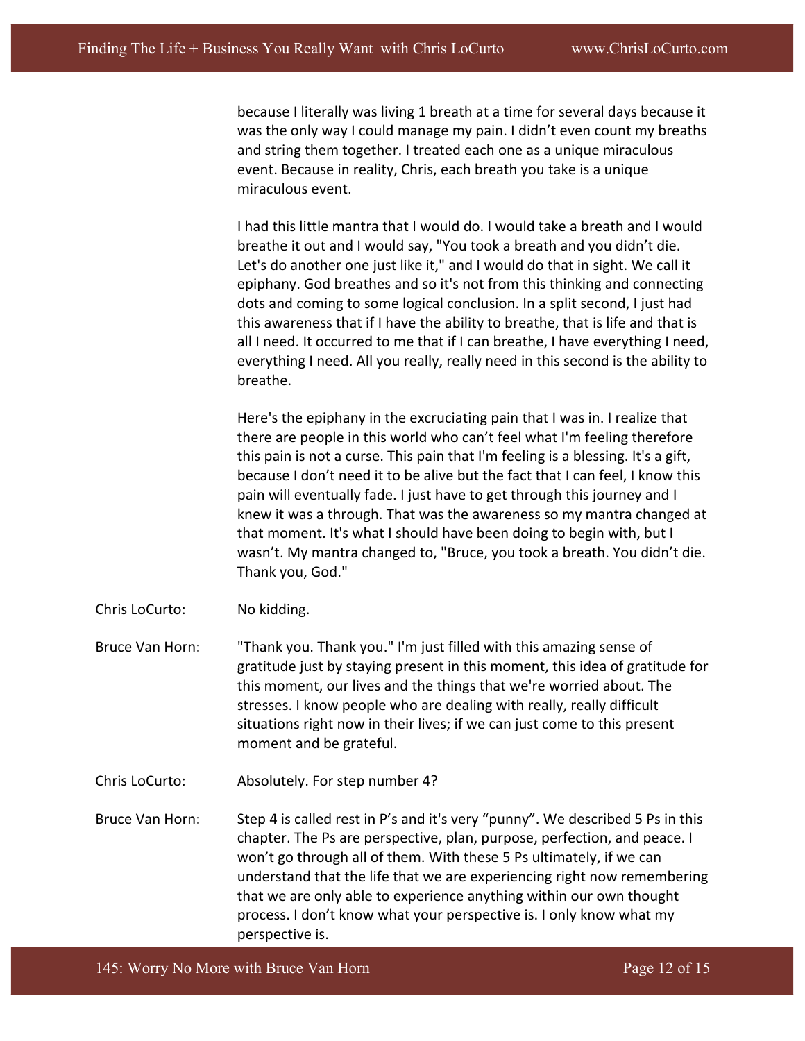because I literally was living 1 breath at a time for several days because it was the only way I could manage my pain. I didn't even count my breaths and string them together. I treated each one as a unique miraculous event. Because in reality, Chris, each breath you take is a unique miraculous event.

I had this little mantra that I would do. I would take a breath and I would breathe it out and I would say, "You took a breath and you didn't die. Let's do another one just like it," and I would do that in sight. We call it epiphany. God breathes and so it's not from this thinking and connecting dots and coming to some logical conclusion. In a split second, I just had this awareness that if I have the ability to breathe, that is life and that is all I need. It occurred to me that if I can breathe, I have everything I need, everything I need. All you really, really need in this second is the ability to breathe.

Here's the epiphany in the excruciating pain that I was in. I realize that there are people in this world who can't feel what I'm feeling therefore this pain is not a curse. This pain that I'm feeling is a blessing. It's a gift, because I don't need it to be alive but the fact that I can feel, I know this pain will eventually fade. I just have to get through this journey and I knew it was a through. That was the awareness so my mantra changed at that moment. It's what I should have been doing to begin with, but I wasn't. My mantra changed to, "Bruce, you took a breath. You didn't die. Thank you, God."

Chris LoCurto: No kidding.

Bruce Van Horn: "Thank you. Thank you." I'm just filled with this amazing sense of gratitude just by staying present in this moment, this idea of gratitude for this moment, our lives and the things that we're worried about. The stresses. I know people who are dealing with really, really difficult situations right now in their lives; if we can just come to this present moment and be grateful.

Chris LoCurto: Absolutely. For step number 4?

Bruce Van Horn: Step 4 is called rest in P's and it's very "punny". We described 5 Ps in this chapter. The Ps are perspective, plan, purpose, perfection, and peace. I won't go through all of them. With these 5 Ps ultimately, if we can understand that the life that we are experiencing right now remembering that we are only able to experience anything within our own thought process. I don't know what your perspective is. I only know what my perspective is.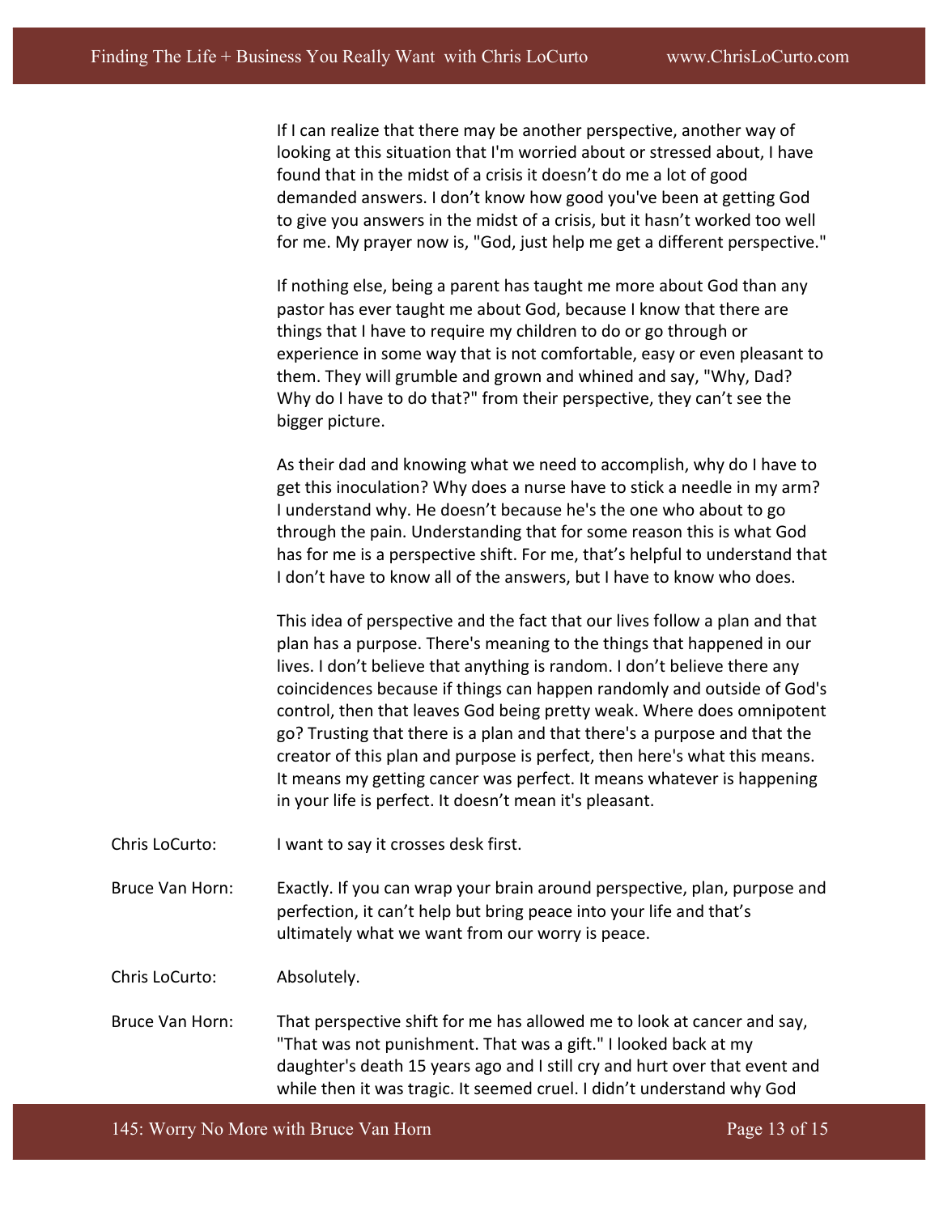If I can realize that there may be another perspective, another way of looking at this situation that I'm worried about or stressed about, I have found that in the midst of a crisis it doesn't do me a lot of good demanded answers. I don't know how good you've been at getting God to give you answers in the midst of a crisis, but it hasn't worked too well for me. My prayer now is, "God, just help me get a different perspective."

If nothing else, being a parent has taught me more about God than any pastor has ever taught me about God, because I know that there are things that I have to require my children to do or go through or experience in some way that is not comfortable, easy or even pleasant to them. They will grumble and grown and whined and say, "Why, Dad? Why do I have to do that?" from their perspective, they can't see the bigger picture.

As their dad and knowing what we need to accomplish, why do I have to get this inoculation? Why does a nurse have to stick a needle in my arm? I understand why. He doesn't because he's the one who about to go through the pain. Understanding that for some reason this is what God has for me is a perspective shift. For me, that's helpful to understand that I don't have to know all of the answers, but I have to know who does.

This idea of perspective and the fact that our lives follow a plan and that plan has a purpose. There's meaning to the things that happened in our lives. I don't believe that anything is random. I don't believe there any coincidences because if things can happen randomly and outside of God's control, then that leaves God being pretty weak. Where does omnipotent go? Trusting that there is a plan and that there's a purpose and that the creator of this plan and purpose is perfect, then here's what this means. It means my getting cancer was perfect. It means whatever is happening in your life is perfect. It doesn't mean it's pleasant.

Chris LoCurto: I want to say it crosses desk first.

Bruce Van Horn: Exactly. If you can wrap your brain around perspective, plan, purpose and perfection, it can't help but bring peace into your life and that's ultimately what we want from our worry is peace.

Chris LoCurto: Absolutely.

Bruce Van Horn: That perspective shift for me has allowed me to look at cancer and say, "That was not punishment. That was a gift." I looked back at my daughter's death 15 years ago and I still cry and hurt over that event and while then it was tragic. It seemed cruel. I didn't understand why God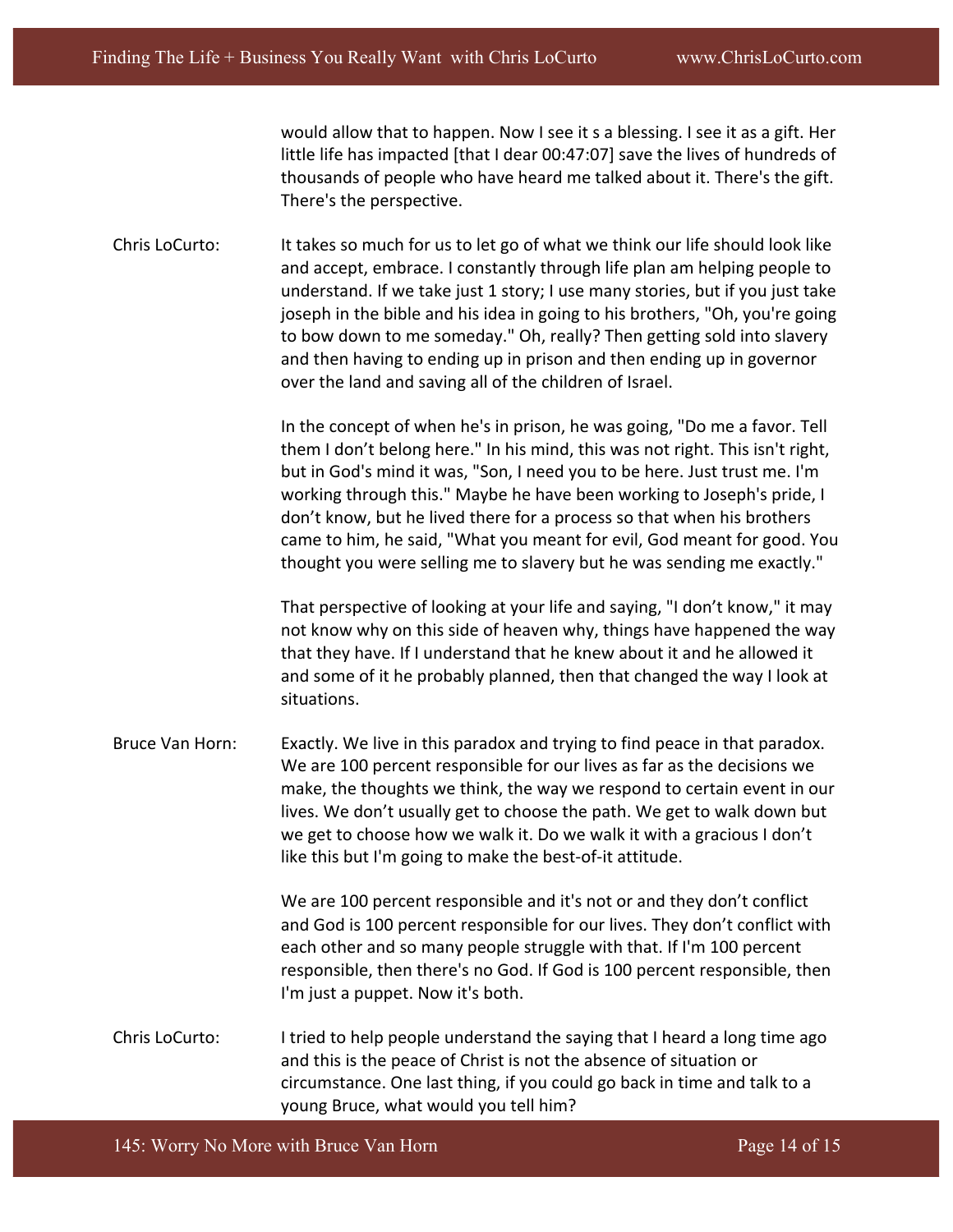would allow that to happen. Now I see it s a blessing. I see it as a gift. Her little life has impacted [that I dear 00:47:07] save the lives of hundreds of thousands of people who have heard me talked about it. There's the gift. There's the perspective.

Chris LoCurto: It takes so much for us to let go of what we think our life should look like and accept, embrace. I constantly through life plan am helping people to understand. If we take just 1 story; I use many stories, but if you just take joseph in the bible and his idea in going to his brothers, "Oh, you're going to bow down to me someday." Oh, really? Then getting sold into slavery and then having to ending up in prison and then ending up in governor over the land and saving all of the children of Israel.

In the concept of when he's in prison, he was going, "Do me a favor. Tell them I don't belong here." In his mind, this was not right. This isn't right, but in God's mind it was, "Son, I need you to be here. Just trust me. I'm working through this." Maybe he have been working to Joseph's pride, I don't know, but he lived there for a process so that when his brothers came to him, he said, "What you meant for evil, God meant for good. You thought you were selling me to slavery but he was sending me exactly."

That perspective of looking at your life and saying, "I don't know," it may not know why on this side of heaven why, things have happened the way that they have. If I understand that he knew about it and he allowed it and some of it he probably planned, then that changed the way I look at situations.

Bruce Van Horn: Exactly. We live in this paradox and trying to find peace in that paradox. We are 100 percent responsible for our lives as far as the decisions we make, the thoughts we think, the way we respond to certain event in our lives. We don't usually get to choose the path. We get to walk down but we get to choose how we walk it. Do we walk it with a gracious I don't like this but I'm going to make the best-of-it attitude.

We are 100 percent responsible and it's not or and they don't conflict and God is 100 percent responsible for our lives. They don't conflict with each other and so many people struggle with that. If I'm 100 percent responsible, then there's no God. If God is 100 percent responsible, then I'm just a puppet. Now it's both.

Chris LoCurto: I tried to help people understand the saying that I heard a long time ago and this is the peace of Christ is not the absence of situation or circumstance. One last thing, if you could go back in time and talk to a young Bruce, what would you tell him?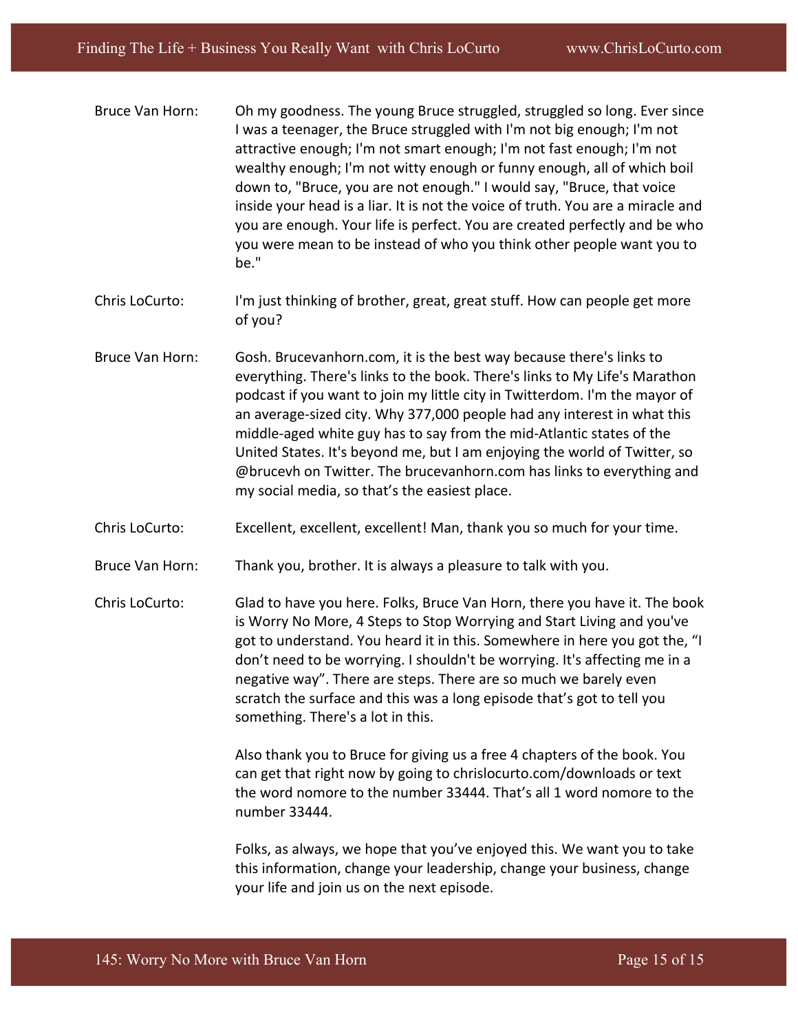Bruce Van Horn: Oh my goodness. The young Bruce struggled, struggled so long. Ever since I was a teenager, the Bruce struggled with I'm not big enough; I'm not attractive enough; I'm not smart enough; I'm not fast enough; I'm not wealthy enough; I'm not witty enough or funny enough, all of which boil down to, "Bruce, you are not enough." I would say, "Bruce, that voice inside your head is a liar. It is not the voice of truth. You are a miracle and you are enough. Your life is perfect. You are created perfectly and be who you were mean to be instead of who you think other people want you to be."

Chris LoCurto: I'm just thinking of brother, great, great stuff. How can people get more of you?

Bruce Van Horn: Gosh. Brucevanhorn.com, it is the best way because there's links to everything. There's links to the book. There's links to My Life's Marathon podcast if you want to join my little city in Twitterdom. I'm the mayor of an average-sized city. Why 377,000 people had any interest in what this middle-aged white guy has to say from the mid-Atlantic states of the United States. It's beyond me, but I am enjoying the world of Twitter, so @brucevh on Twitter. The brucevanhorn.com has links to everything and my social media, so that's the easiest place.

Chris LoCurto: Excellent, excellent, excellent! Man, thank you so much for your time.

Bruce Van Horn: Thank you, brother. It is always a pleasure to talk with you.

Chris LoCurto: Glad to have you here. Folks, Bruce Van Horn, there you have it. The book is Worry No More, 4 Steps to Stop Worrying and Start Living and you've got to understand. You heard it in this. Somewhere in here you got the, "I don't need to be worrying. I shouldn't be worrying. It's affecting me in a negative way". There are steps. There are so much we barely even scratch the surface and this was a long episode that's got to tell you something. There's a lot in this.

Also thank you to Bruce for giving us a free 4 chapters of the book. You can get that right now by going to chrislocurto.com/downloads or text the word nomore to the number 33444. That's all 1 word nomore to the number 33444.

Folks, as always, we hope that you've enjoyed this. We want you to take this information, change your leadership, change your business, change your life and join us on the next episode.